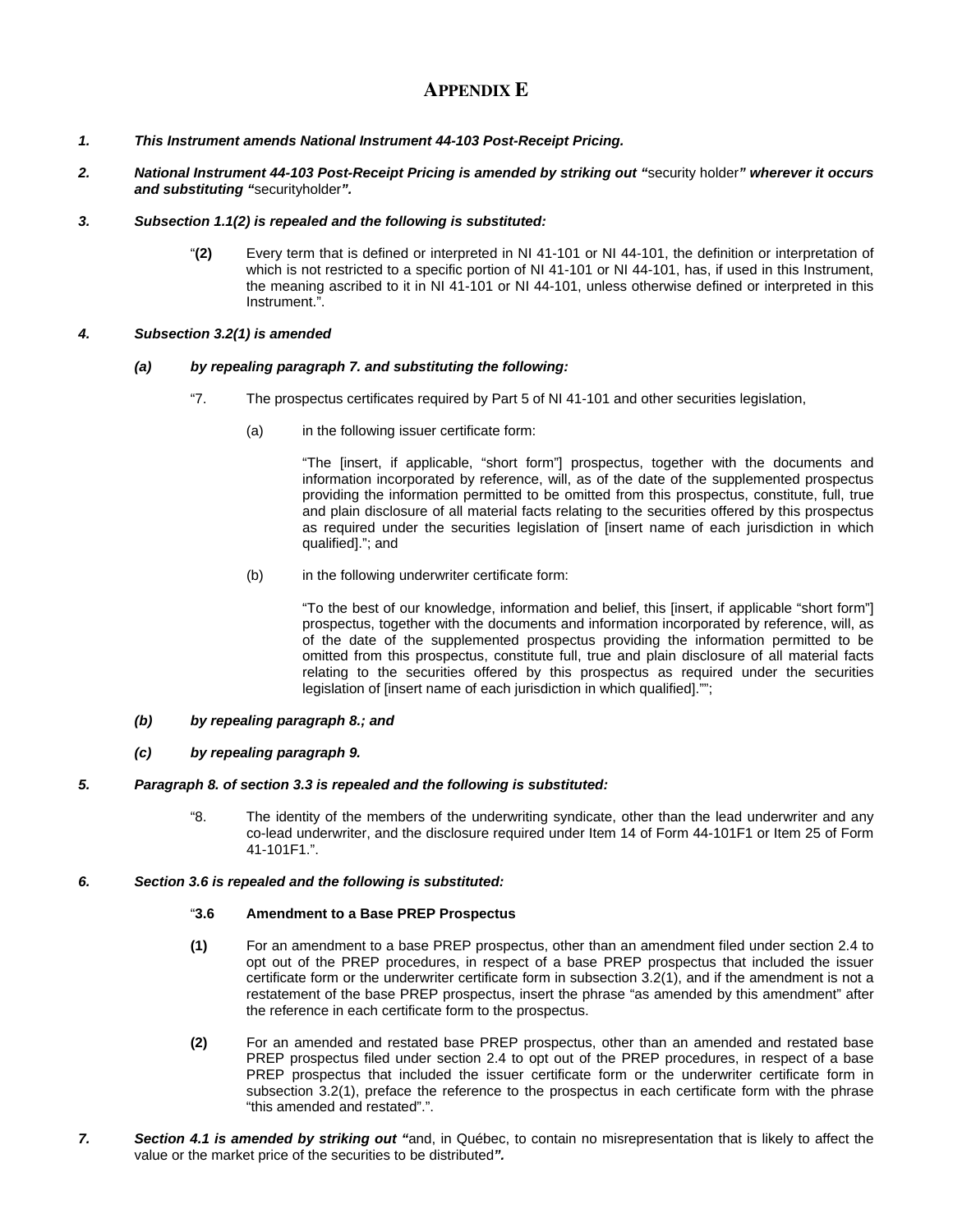# APPENDIX E

***1. This Instrument amends National Instrument 44-103 Post-Receipt Pricing.***

***2. National Instrument 44-103 Post-Receipt Pricing is amended by striking out "***security holder***" wherever it occurs and substituting "***securityholder***".***

***3. Subsection 1.1(2) is repealed and the following is substituted:***

> "**(2)** Every term that is defined or interpreted in NI 41-101 or NI 44-101, the definition or interpretation of which is not restricted to a specific portion of NI 41-101 or NI 44-101, has, if used in this Instrument, the meaning ascribed to it in NI 41-101 or NI 44-101, unless otherwise defined or interpreted in this Instrument.".

***4. Subsection 3.2(1) is amended***

***(a) by repealing paragraph 7. and substituting the following:***

> "7. The prospectus certificates required by Part 5 of NI 41-101 and other securities legislation,
>
> (a) in the following issuer certificate form:
>
> "The [insert, if applicable, "short form"] prospectus, together with the documents and information incorporated by reference, will, as of the date of the supplemented prospectus providing the information permitted to be omitted from this prospectus, constitute, full, true and plain disclosure of all material facts relating to the securities offered by this prospectus as required under the securities legislation of [insert name of each jurisdiction in which qualified]."; and
>
> (b) in the following underwriter certificate form:
>
> "To the best of our knowledge, information and belief, this [insert, if applicable "short form"] prospectus, together with the documents and information incorporated by reference, will, as of the date of the supplemented prospectus providing the information permitted to be omitted from this prospectus, constitute full, true and plain disclosure of all material facts relating to the securities offered by this prospectus as required under the securities legislation of [insert name of each jurisdiction in which qualified]."";

***(b) by repealing paragraph 8.; and***

***(c) by repealing paragraph 9.***

***5. Paragraph 8. of section 3.3 is repealed and the following is substituted:***

> "8. The identity of the members of the underwriting syndicate, other than the lead underwriter and any co-lead underwriter, and the disclosure required under Item 14 of Form 44-101F1 or Item 25 of Form 41-101F1.".

***6. Section 3.6 is repealed and the following is substituted:***

> "**3.6 Amendment to a Base PREP Prospectus**
>
> **(1)** For an amendment to a base PREP prospectus, other than an amendment filed under section 2.4 to opt out of the PREP procedures, in respect of a base PREP prospectus that included the issuer certificate form or the underwriter certificate form in subsection 3.2(1), and if the amendment is not a restatement of the base PREP prospectus, insert the phrase "as amended by this amendment" after the reference in each certificate form to the prospectus.
>
> **(2)** For an amended and restated base PREP prospectus, other than an amended and restated base PREP prospectus filed under section 2.4 to opt out of the PREP procedures, in respect of a base PREP prospectus that included the issuer certificate form or the underwriter certificate form in subsection 3.2(1), preface the reference to the prospectus in each certificate form with the phrase "this amended and restated".".

***7. Section 4.1 is amended by striking out "***and, in Québec, to contain no misrepresentation that is likely to affect the value or the market price of the securities to be distributed***".***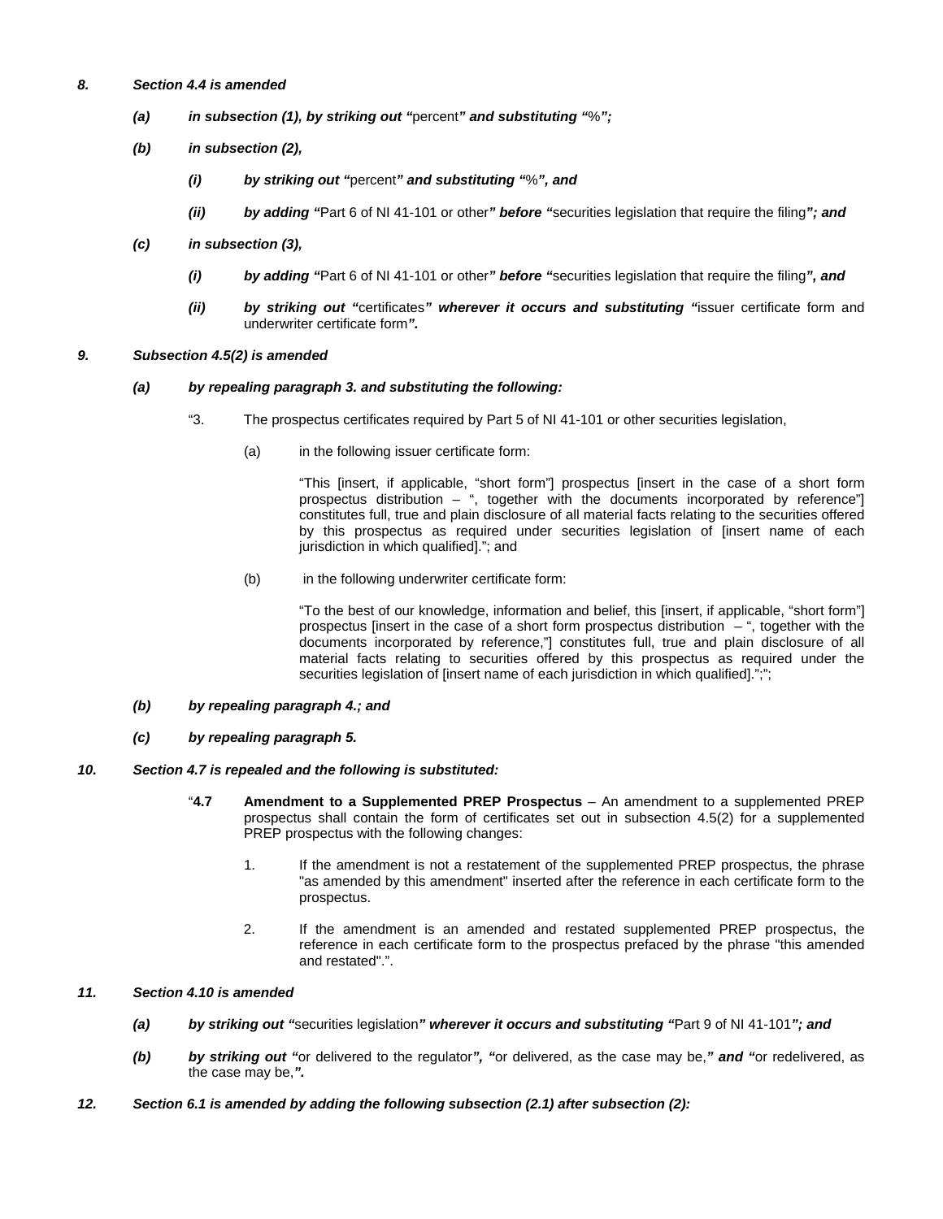***8. Section 4.4 is amended***

> ***(a) in subsection (1), by striking out "***percent***" and substituting "***%***";***
>
> ***(b) in subsection (2),***
>
> > ***(i) by striking out "***percent***" and substituting "***%***", and***
> >
> > ***(ii) by adding "***Part 6 of NI 41-101 or other***" before "***securities legislation that require the filing***"; and***
>
> ***(c) in subsection (3),***
>
> > ***(i) by adding "***Part 6 of NI 41-101 or other***" before "***securities legislation that require the filing***", and***
> >
> > ***(ii) by striking out "***certificates***" wherever it occurs and substituting "***issuer certificate form and underwriter certificate form***".***

***9. Subsection 4.5(2) is amended***

> ***(a) by repealing paragraph 3. and substituting the following:***
>
> > "3. The prospectus certificates required by Part 5 of NI 41-101 or other securities legislation,
> >
> > > (a) in the following issuer certificate form:
> > >
> > > > "This [insert, if applicable, "short form"] prospectus [insert in the case of a short form prospectus distribution – ", together with the documents incorporated by reference"] constitutes full, true and plain disclosure of all material facts relating to the securities offered by this prospectus as required under securities legislation of [insert name of each jurisdiction in which qualified]."; and
> > >
> > > (b) in the following underwriter certificate form:
> > >
> > > > "To the best of our knowledge, information and belief, this [insert, if applicable, "short form"] prospectus [insert in the case of a short form prospectus distribution – ", together with the documents incorporated by reference,"] constitutes full, true and plain disclosure of all material facts relating to securities offered by this prospectus as required under the securities legislation of [insert name of each jurisdiction in which qualified].";";
>
> ***(b) by repealing paragraph 4.; and***
>
> ***(c) by repealing paragraph 5.***

***10. Section 4.7 is repealed and the following is substituted:***

> "**4.7 Amendment to a Supplemented PREP Prospectus** – An amendment to a supplemented PREP prospectus shall contain the form of certificates set out in subsection 4.5(2) for a supplemented PREP prospectus with the following changes:
>
> > 1. If the amendment is not a restatement of the supplemented PREP prospectus, the phrase "as amended by this amendment" inserted after the reference in each certificate form to the prospectus.
> >
> > 2. If the amendment is an amended and restated supplemented PREP prospectus, the reference in each certificate form to the prospectus prefaced by the phrase "this amended and restated".".

***11. Section 4.10 is amended***

> ***(a) by striking out "***securities legislation***" wherever it occurs and substituting "***Part 9 of NI 41-101***"; and***
>
> ***(b) by striking out "***or delivered to the regulator***", "***or delivered, as the case may be,***" and "***or redelivered, as the case may be,***".***

***12. Section 6.1 is amended by adding the following subsection (2.1) after subsection (2):***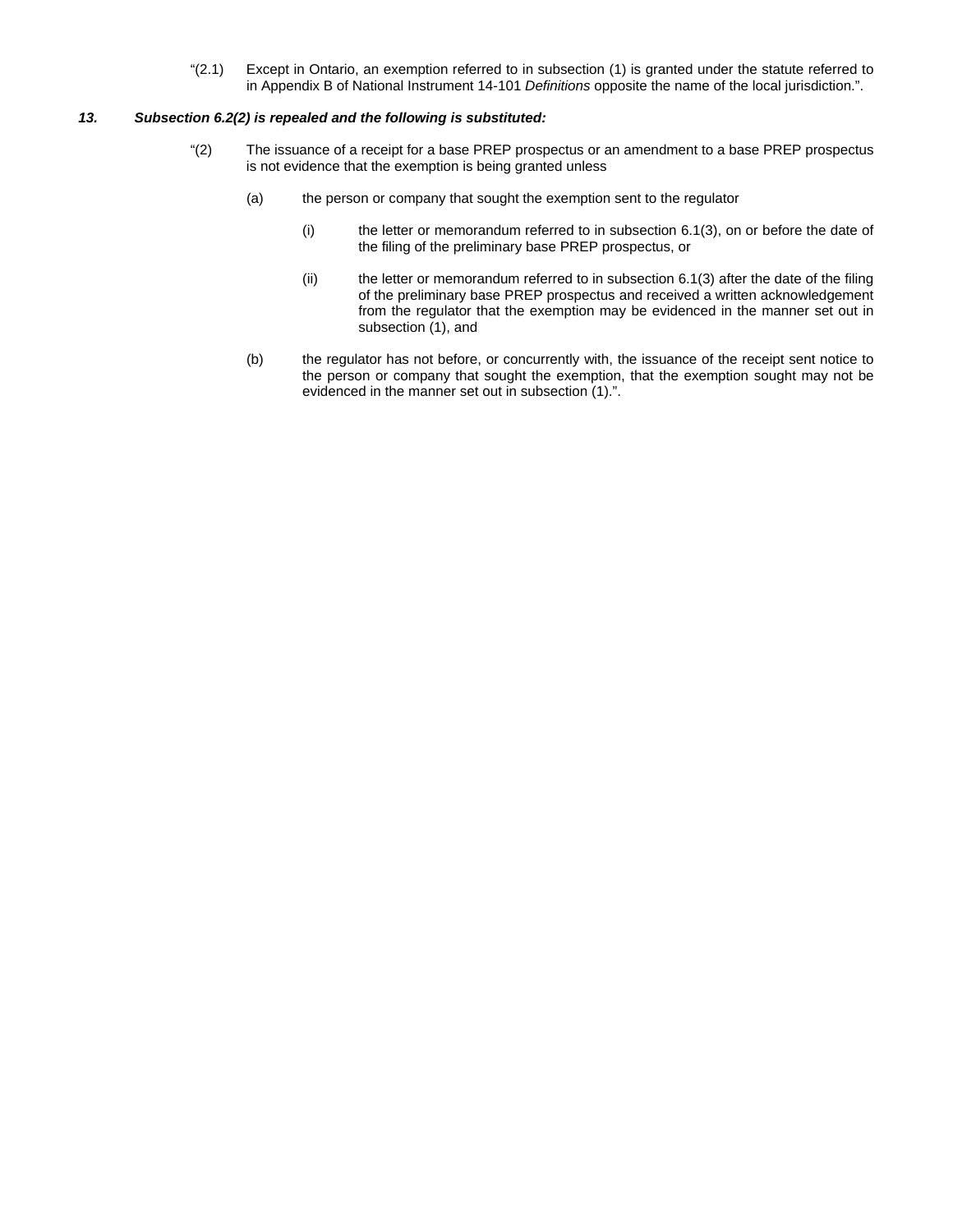"(2.1) Except in Ontario, an exemption referred to in subsection (1) is granted under the statute referred to in Appendix B of National Instrument 14-101 *Definitions* opposite the name of the local jurisdiction.".

***13. Subsection 6.2(2) is repealed and the following is substituted:***

"(2) The issuance of a receipt for a base PREP prospectus or an amendment to a base PREP prospectus is not evidence that the exemption is being granted unless

(a) the person or company that sought the exemption sent to the regulator

(i) the letter or memorandum referred to in subsection 6.1(3), on or before the date of the filing of the preliminary base PREP prospectus, or

(ii) the letter or memorandum referred to in subsection 6.1(3) after the date of the filing of the preliminary base PREP prospectus and received a written acknowledgement from the regulator that the exemption may be evidenced in the manner set out in subsection (1), and

(b) the regulator has not before, or concurrently with, the issuance of the receipt sent notice to the person or company that sought the exemption, that the exemption sought may not be evidenced in the manner set out in subsection (1).".